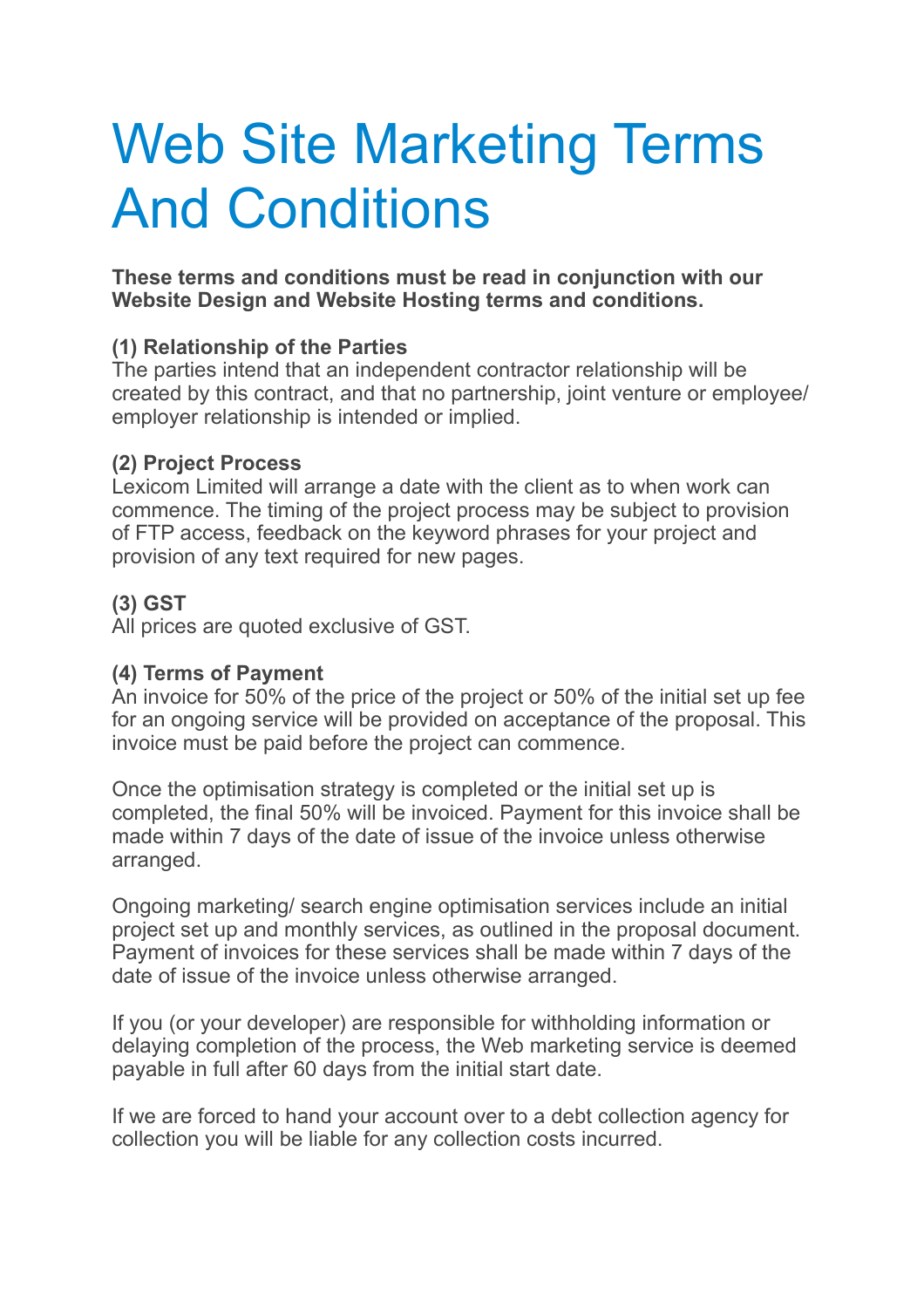# Web Site Marketing Terms And Conditions

**These terms and conditions must be read in conjunction with our Website Design and Website Hosting terms and conditions.**

**(1) Relationship of the Parties**
The parties intend that an independent contractor relationship will be created by this contract, and that no partnership, joint venture or employee/ employer relationship is intended or implied.

**(2) Project Process**
Lexicom Limited will arrange a date with the client as to when work can commence. The timing of the project process may be subject to provision of FTP access, feedback on the keyword phrases for your project and provision of any text required for new pages.

**(3) GST**
All prices are quoted exclusive of GST.

**(4) Terms of Payment**
An invoice for 50% of the price of the project or 50% of the initial set up fee for an ongoing service will be provided on acceptance of the proposal. This invoice must be paid before the project can commence.

Once the optimisation strategy is completed or the initial set up is completed, the final 50% will be invoiced. Payment for this invoice shall be made within 7 days of the date of issue of the invoice unless otherwise arranged.

Ongoing marketing/ search engine optimisation services include an initial project set up and monthly services, as outlined in the proposal document. Payment of invoices for these services shall be made within 7 days of the date of issue of the invoice unless otherwise arranged.

If you (or your developer) are responsible for withholding information or delaying completion of the process, the Web marketing service is deemed payable in full after 60 days from the initial start date.

If we are forced to hand your account over to a debt collection agency for collection you will be liable for any collection costs incurred.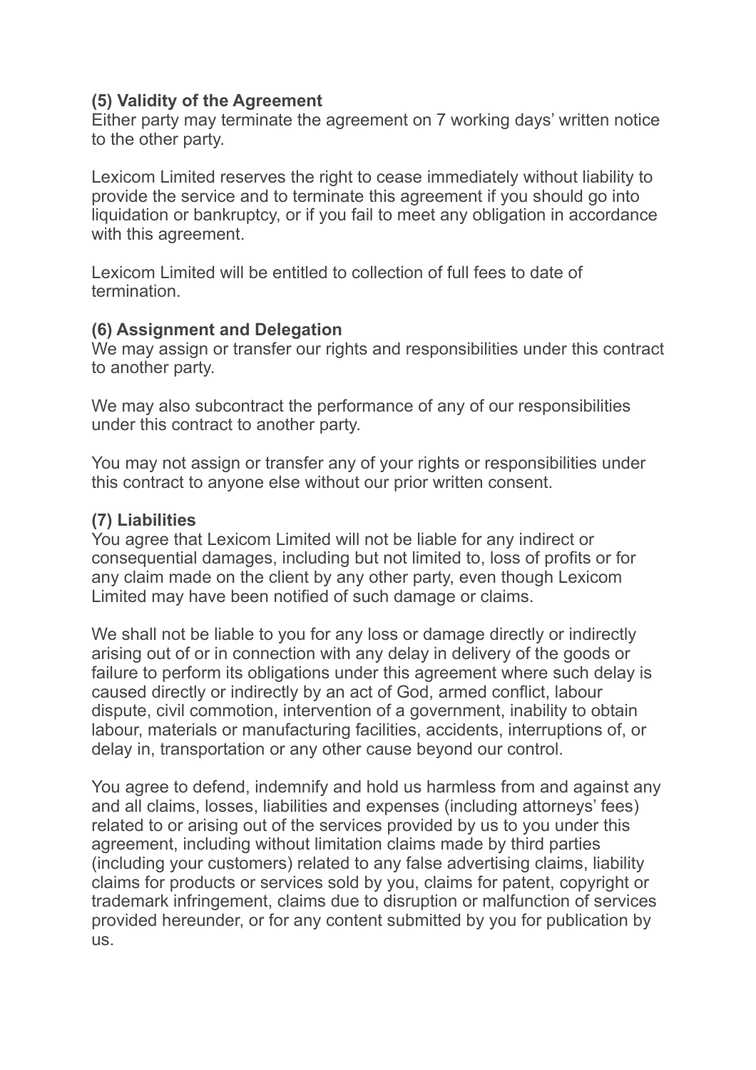**(5) Validity of the Agreement**
Either party may terminate the agreement on 7 working days' written notice to the other party.

Lexicom Limited reserves the right to cease immediately without liability to provide the service and to terminate this agreement if you should go into liquidation or bankruptcy, or if you fail to meet any obligation in accordance with this agreement.

Lexicom Limited will be entitled to collection of full fees to date of termination.

**(6) Assignment and Delegation**
We may assign or transfer our rights and responsibilities under this contract to another party.

We may also subcontract the performance of any of our responsibilities under this contract to another party.

You may not assign or transfer any of your rights or responsibilities under this contract to anyone else without our prior written consent.

**(7) Liabilities**
You agree that Lexicom Limited will not be liable for any indirect or consequential damages, including but not limited to, loss of profits or for any claim made on the client by any other party, even though Lexicom Limited may have been notified of such damage or claims.

We shall not be liable to you for any loss or damage directly or indirectly arising out of or in connection with any delay in delivery of the goods or failure to perform its obligations under this agreement where such delay is caused directly or indirectly by an act of God, armed conflict, labour dispute, civil commotion, intervention of a government, inability to obtain labour, materials or manufacturing facilities, accidents, interruptions of, or delay in, transportation or any other cause beyond our control.

You agree to defend, indemnify and hold us harmless from and against any and all claims, losses, liabilities and expenses (including attorneys' fees) related to or arising out of the services provided by us to you under this agreement, including without limitation claims made by third parties (including your customers) related to any false advertising claims, liability claims for products or services sold by you, claims for patent, copyright or trademark infringement, claims due to disruption or malfunction of services provided hereunder, or for any content submitted by you for publication by us.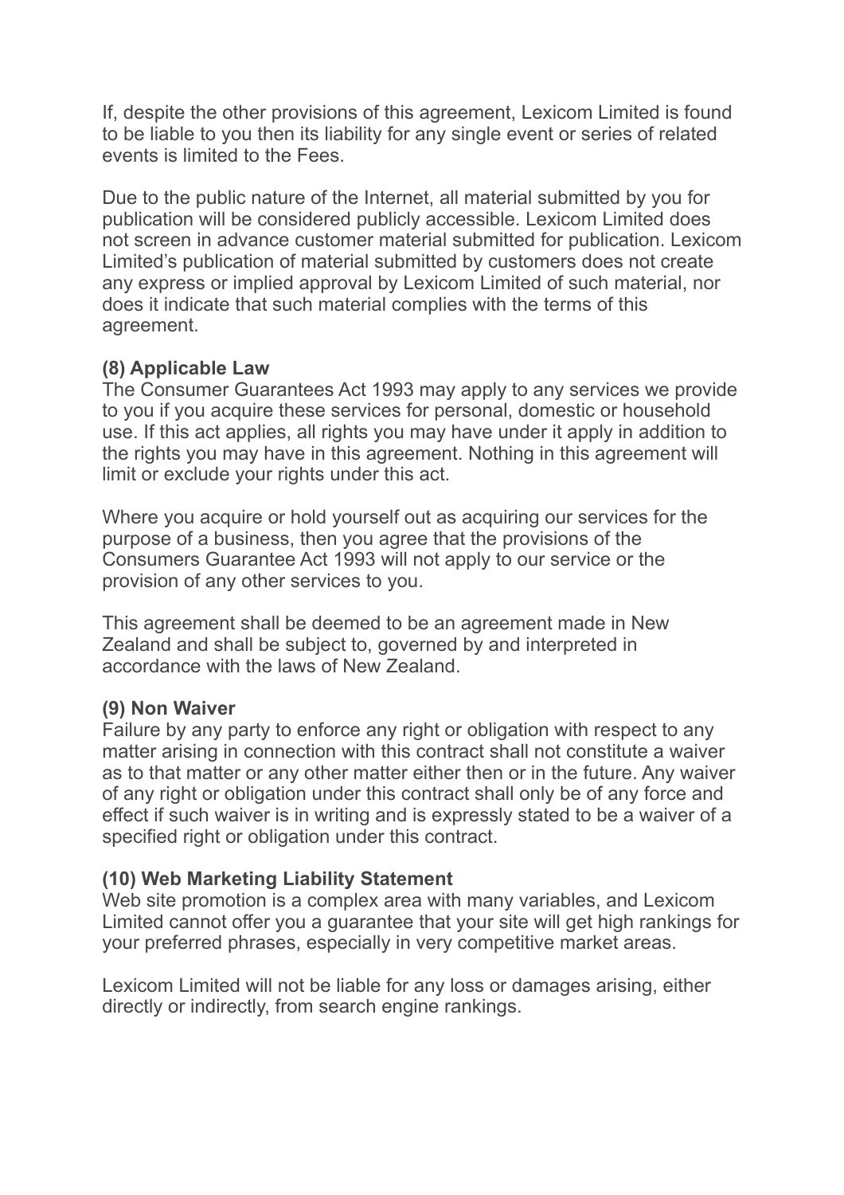If, despite the other provisions of this agreement, Lexicom Limited is found to be liable to you then its liability for any single event or series of related events is limited to the Fees.

Due to the public nature of the Internet, all material submitted by you for publication will be considered publicly accessible. Lexicom Limited does not screen in advance customer material submitted for publication. Lexicom Limited's publication of material submitted by customers does not create any express or implied approval by Lexicom Limited of such material, nor does it indicate that such material complies with the terms of this agreement.

**(8) Applicable Law**

The Consumer Guarantees Act 1993 may apply to any services we provide to you if you acquire these services for personal, domestic or household use. If this act applies, all rights you may have under it apply in addition to the rights you may have in this agreement. Nothing in this agreement will limit or exclude your rights under this act.

Where you acquire or hold yourself out as acquiring our services for the purpose of a business, then you agree that the provisions of the Consumers Guarantee Act 1993 will not apply to our service or the provision of any other services to you.

This agreement shall be deemed to be an agreement made in New Zealand and shall be subject to, governed by and interpreted in accordance with the laws of New Zealand.

**(9) Non Waiver**

Failure by any party to enforce any right or obligation with respect to any matter arising in connection with this contract shall not constitute a waiver as to that matter or any other matter either then or in the future. Any waiver of any right or obligation under this contract shall only be of any force and effect if such waiver is in writing and is expressly stated to be a waiver of a specified right or obligation under this contract.

**(10) Web Marketing Liability Statement**

Web site promotion is a complex area with many variables, and Lexicom Limited cannot offer you a guarantee that your site will get high rankings for your preferred phrases, especially in very competitive market areas.

Lexicom Limited will not be liable for any loss or damages arising, either directly or indirectly, from search engine rankings.